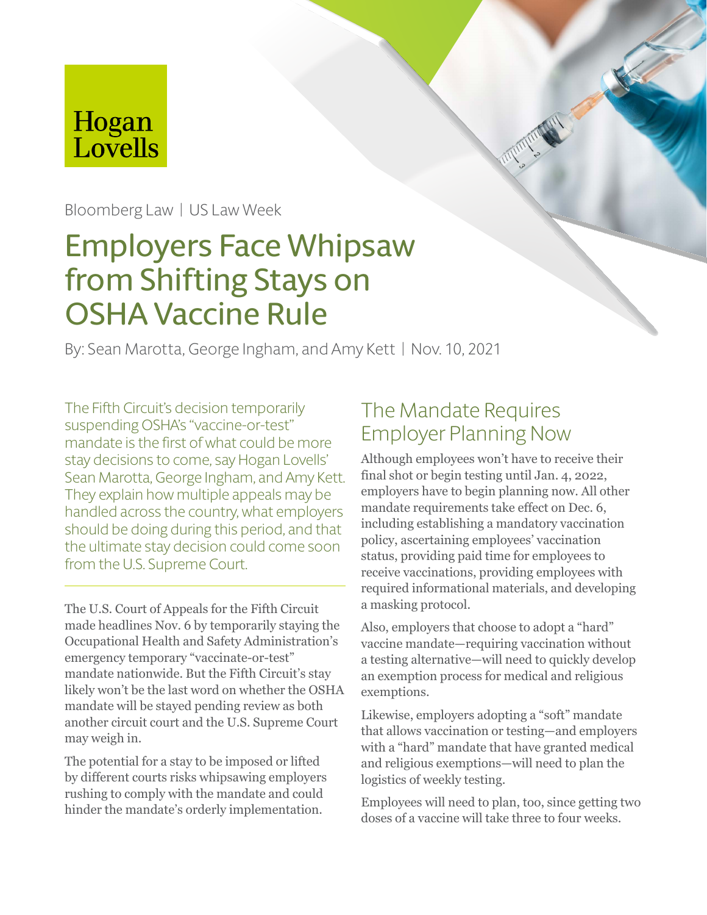Hogan Lovells

Bloomberg Law | US Law Week

# Employers Face Whipsaw from Shifting Stays on OSHA Vaccine Rule

By: Sean Marotta, George Ingham, and Amy Kett | Nov. 10, 2021

The Fifth Circuit's decision temporarily suspending OSHA's "vaccine-or-test" mandate is the first of what could be more stay decisions to come, say Hogan Lovells' Sean Marotta, George Ingham, and Amy Kett. They explain how multiple appeals may be handled across the country, what employers should be doing during this period, and that the ultimate stay decision could come soon from the U.S. Supreme Court.

The U.S. Court of Appeals for the Fifth Circuit made headlines Nov. 6 by temporarily staying the Occupational Health and Safety Administration's emergency temporary "vaccinate-or-test" mandate nationwide. But the Fifth Circuit's stay likely won't be the last word on whether the OSHA mandate will be stayed pending review as both another circuit court and the U.S. Supreme Court may weigh in.

The potential for a stay to be imposed or lifted by different courts risks whipsawing employers rushing to comply with the mandate and could hinder the mandate's orderly implementation.

## The Mandate Requires Employer Planning Now

Although employees won't have to receive their final shot or begin testing until Jan. 4, 2022, employers have to begin planning now. All other mandate requirements take effect on Dec. 6, including establishing a mandatory vaccination policy, ascertaining employees' vaccination status, providing paid time for employees to receive vaccinations, providing employees with required informational materials, and developing a masking protocol.

Also, employers that choose to adopt a "hard" vaccine mandate—requiring vaccination without a testing alternative—will need to quickly develop an exemption process for medical and religious exemptions.

Likewise, employers adopting a "soft" mandate that allows vaccination or testing—and employers with a "hard" mandate that have granted medical and religious exemptions—will need to plan the logistics of weekly testing.

Employees will need to plan, too, since getting two doses of a vaccine will take three to four weeks.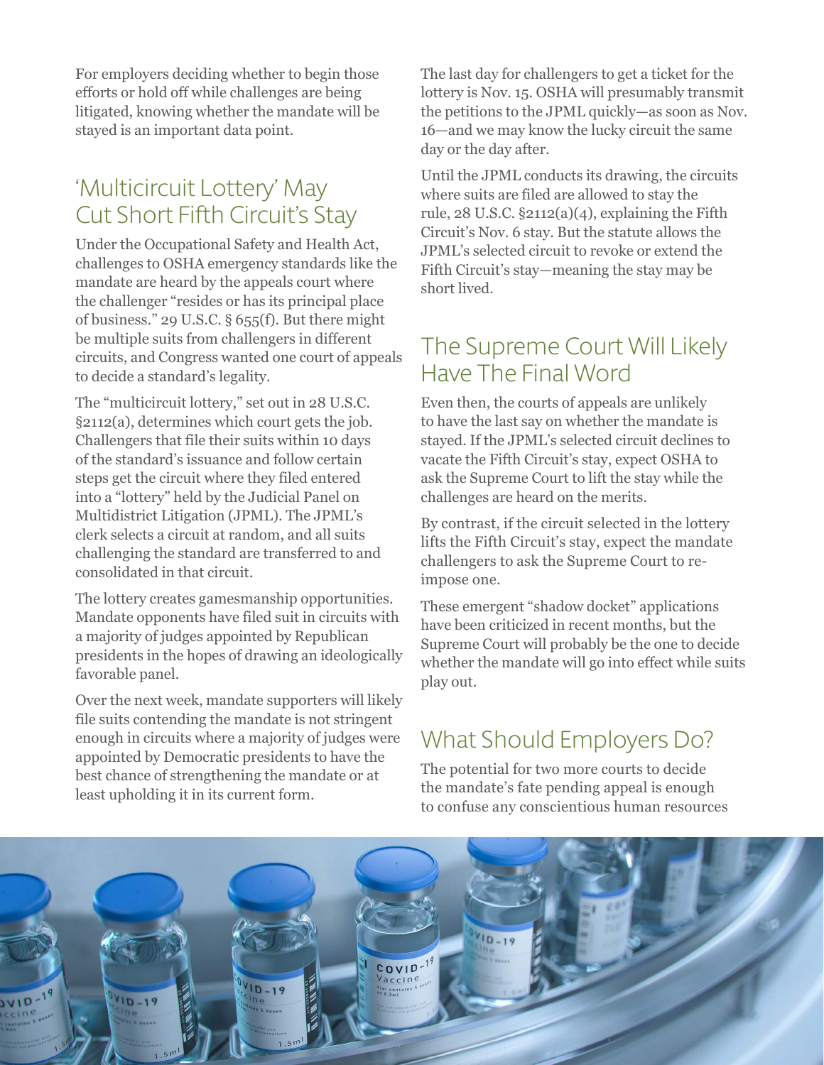For employers deciding whether to begin those efforts or hold off while challenges are being litigated, knowing whether the mandate will be stayed is an important data point.

## 'Multicircuit Lottery' May Cut Short Fifth Circuit's Stay

Under the Occupational Safety and Health Act, challenges to OSHA emergency standards like the mandate are heard by the appeals court where the challenger "resides or has its principal place of business." 29 U.S.C. § 655(f). But there might be multiple suits from challengers in different circuits, and Congress wanted one court of appeals to decide a standard's legality.

The "multicircuit lottery," set out in 28 U.S.C. §2112(a), determines which court gets the job. Challengers that file their suits within 10 days of the standard's issuance and follow certain steps get the circuit where they filed entered into a "lottery" held by the Judicial Panel on Multidistrict Litigation (JPML). The JPML's clerk selects a circuit at random, and all suits challenging the standard are transferred to and consolidated in that circuit.

The lottery creates gamesmanship opportunities. Mandate opponents have filed suit in circuits with a majority of judges appointed by Republican presidents in the hopes of drawing an ideologically favorable panel.

Over the next week, mandate supporters will likely file suits contending the mandate is not stringent enough in circuits where a majority of judges were appointed by Democratic presidents to have the best chance of strengthening the mandate or at least upholding it in its current form.

The last day for challengers to get a ticket for the lottery is Nov. 15. OSHA will presumably transmit the petitions to the JPML quickly—as soon as Nov. 16—and we may know the lucky circuit the same day or the day after.

Until the JPML conducts its drawing, the circuits where suits are filed are allowed to stay the rule, 28 U.S.C. §2112(a)(4), explaining the Fifth Circuit's Nov. 6 stay. But the statute allows the JPML's selected circuit to revoke or extend the Fifth Circuit's stay—meaning the stay may be short lived.

## The Supreme Court Will Likely Have The Final Word

Even then, the courts of appeals are unlikely to have the last say on whether the mandate is stayed. If the JPML's selected circuit declines to vacate the Fifth Circuit's stay, expect OSHA to ask the Supreme Court to lift the stay while the challenges are heard on the merits.

By contrast, if the circuit selected in the lottery lifts the Fifth Circuit's stay, expect the mandate challengers to ask the Supreme Court to re-impose one.

These emergent "shadow docket" applications have been criticized in recent months, but the Supreme Court will probably be the one to decide whether the mandate will go into effect while suits play out.

## What Should Employers Do?

The potential for two more courts to decide the mandate's fate pending appeal is enough to confuse any conscientious human resources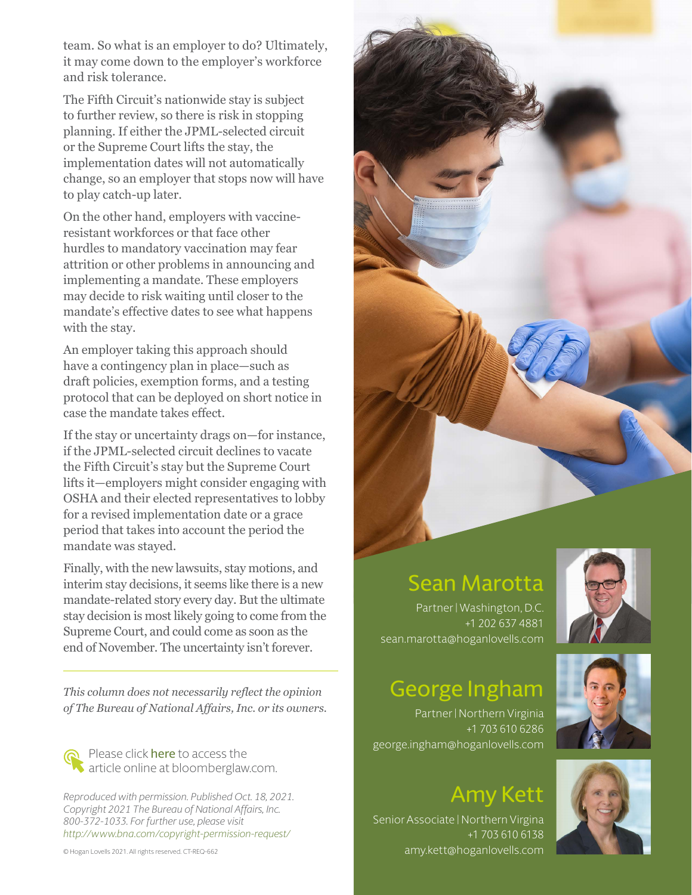team. So what is an employer to do? Ultimately, it may come down to the employer's workforce and risk tolerance.

The Fifth Circuit's nationwide stay is subject to further review, so there is risk in stopping planning. If either the JPML-selected circuit or the Supreme Court lifts the stay, the implementation dates will not automatically change, so an employer that stops now will have to play catch-up later.

On the other hand, employers with vaccine-resistant workforces or that face other hurdles to mandatory vaccination may fear attrition or other problems in announcing and implementing a mandate. These employers may decide to risk waiting until closer to the mandate's effective dates to see what happens with the stay.

An employer taking this approach should have a contingency plan in place—such as draft policies, exemption forms, and a testing protocol that can be deployed on short notice in case the mandate takes effect.

If the stay or uncertainty drags on—for instance, if the JPML-selected circuit declines to vacate the Fifth Circuit's stay but the Supreme Court lifts it—employers might consider engaging with OSHA and their elected representatives to lobby for a revised implementation date or a grace period that takes into account the period the mandate was stayed.

Finally, with the new lawsuits, stay motions, and interim stay decisions, it seems like there is a new mandate-related story every day. But the ultimate stay decision is most likely going to come from the Supreme Court, and could come as soon as the end of November. The uncertainty isn't forever.

---

*This column does not necessarily reflect the opinion of The Bureau of National Affairs, Inc. or its owners.*

Please click here to access the article online at bloomberglaw.com.

*Reproduced with permission. Published Oct. 18, 2021. Copyright 2021 The Bureau of National Affairs, Inc. 800-372-1033. For further use, please visit http://www.bna.com/copyright-permission-request/*

## Sean Marotta

Partner | Washington, D.C.
+1 202 637 4881
sean.marotta@hoganlovells.com

## George Ingham

Partner | Northern Virginia
+1 703 610 6286
george.ingham@hoganlovells.com

## Amy Kett

Senior Associate | Northern Virgina
+1 703 610 6138
amy.kett@hoganlovells.com

© Hogan Lovells 2021. All rights reserved. CT-REQ-662